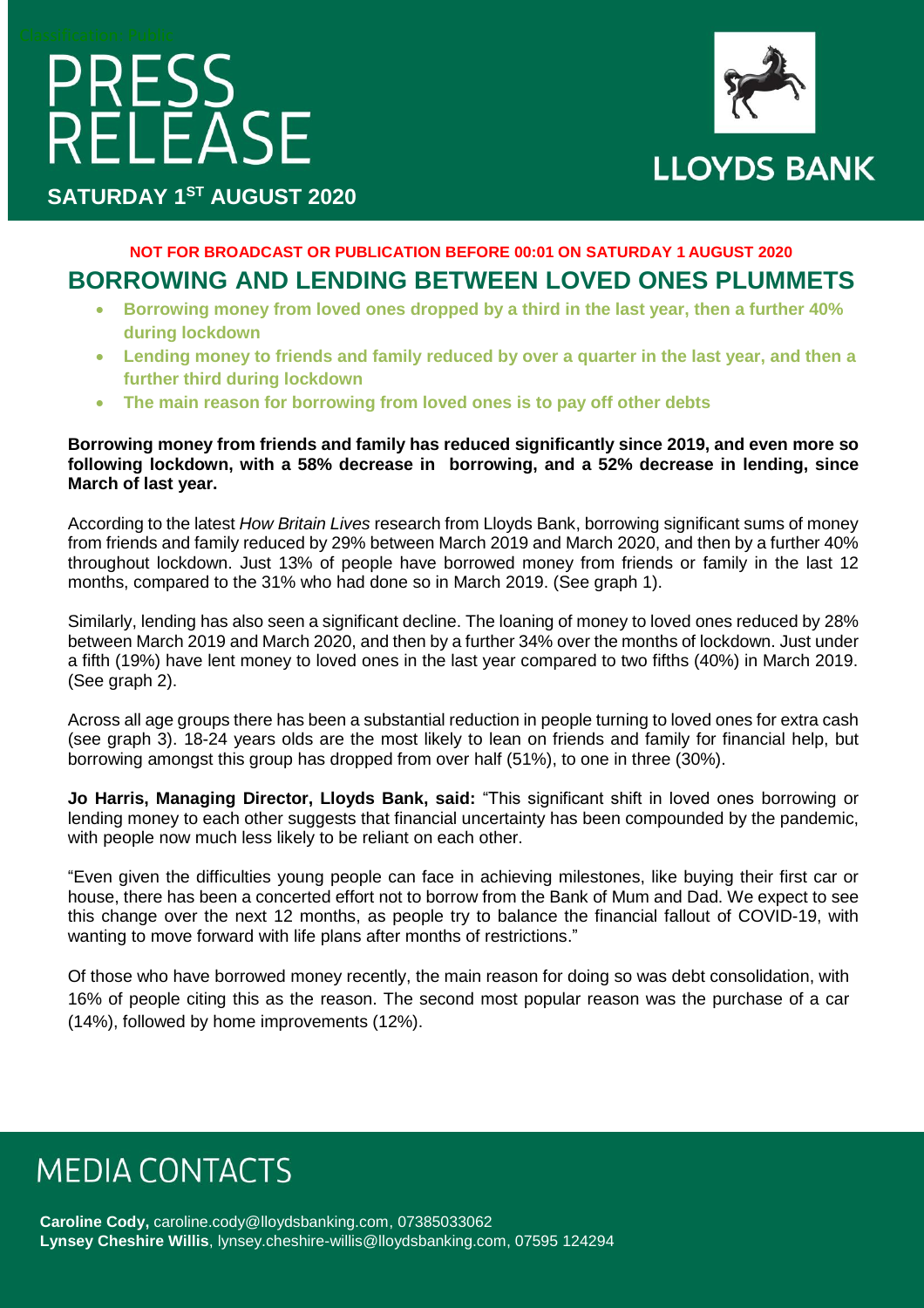# PRESS RELEASE

**SATURDAY 1ST AUGUST 2020**

LLOYDS BANK

**NOT FOR BROADCAST OR PUBLICATION BEFORE 00:01 ON SATURDAY 1 AUGUST 2020**

## BORROWING AND LENDING BETWEEN LOVED ONES PLUMMETS

- **Borrowing money from loved ones dropped by a third in the last year, then a further 40% during lockdown**
- **Lending money to friends and family reduced by over a quarter in the last year, and then a further third during lockdown**
- **The main reason for borrowing from loved ones is to pay off other debts**

**Borrowing money from friends and family has reduced significantly since 2019, and even more so following lockdown, with a 58% decrease in borrowing, and a 52% decrease in lending, since March of last year.**

According to the latest *How Britain Lives* research from Lloyds Bank, borrowing significant sums of money from friends and family reduced by 29% between March 2019 and March 2020, and then by a further 40% throughout lockdown. Just 13% of people have borrowed money from friends or family in the last 12 months, compared to the 31% who had done so in March 2019. (See graph 1).

Similarly, lending has also seen a significant decline. The loaning of money to loved ones reduced by 28% between March 2019 and March 2020, and then by a further 34% over the months of lockdown. Just under a fifth (19%) have lent money to loved ones in the last year compared to two fifths (40%) in March 2019. (See graph 2).

Across all age groups there has been a substantial reduction in people turning to loved ones for extra cash (see graph 3). 18-24 years olds are the most likely to lean on friends and family for financial help, but borrowing amongst this group has dropped from over half (51%), to one in three (30%).

**Jo Harris, Managing Director, Lloyds Bank, said:** "This significant shift in loved ones borrowing or lending money to each other suggests that financial uncertainty has been compounded by the pandemic, with people now much less likely to be reliant on each other.

"Even given the difficulties young people can face in achieving milestones, like buying their first car or house, there has been a concerted effort not to borrow from the Bank of Mum and Dad. We expect to see this change over the next 12 months, as people try to balance the financial fallout of COVID-19, with wanting to move forward with life plans after months of restrictions."

Of those who have borrowed money recently, the main reason for doing so was debt consolidation, with 16% of people citing this as the reason. The second most popular reason was the purchase of a car (14%), followed by home improvements (12%).

## MEDIA CONTACTS

**Caroline Cody,** caroline.cody@lloydsbanking.com, 07385033062
**Lynsey Cheshire Willis**, lynsey.cheshire-willis@lloydsbanking.com, 07595 124294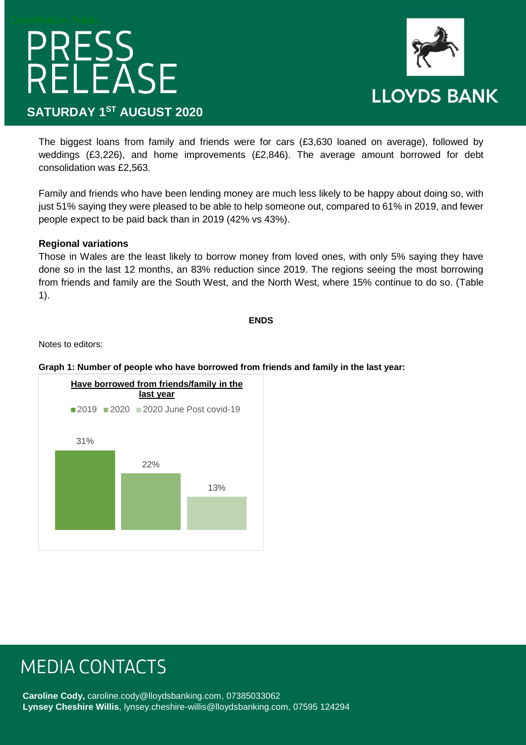The biggest loans from family and friends were for cars (£3,630 loaned on average), followed by weddings (£3,226), and home improvements (£2,846). The average amount borrowed for debt consolidation was £2,563.

Family and friends who have been lending money are much less likely to be happy about doing so, with just 51% saying they were pleased to be able to help someone out, compared to 61% in 2019, and fewer people expect to be paid back than in 2019 (42% vs 43%).

**Regional variations**

Those in Wales are the least likely to borrow money from loved ones, with only 5% saying they have done so in the last 12 months, an 83% reduction since 2019. The regions seeing the most borrowing from friends and family are the South West, and the North West, where 15% continue to do so. (Table 1).

**ENDS**

Notes to editors:

**Graph 1: Number of people who have borrowed from friends and family in the last year:**

**Have borrowed from friends/family in the last year**

| 2019 | 2020 | 2020 June Post covid-19 |
|---|---|---|
| 31% | 22% | 13% |

# MEDIA CONTACTS

**Caroline Cody,** caroline.cody@lloydsbanking.com, 07385033062
**Lynsey Cheshire Willis**, lynsey.cheshire-willis@lloydsbanking.com, 07595 124294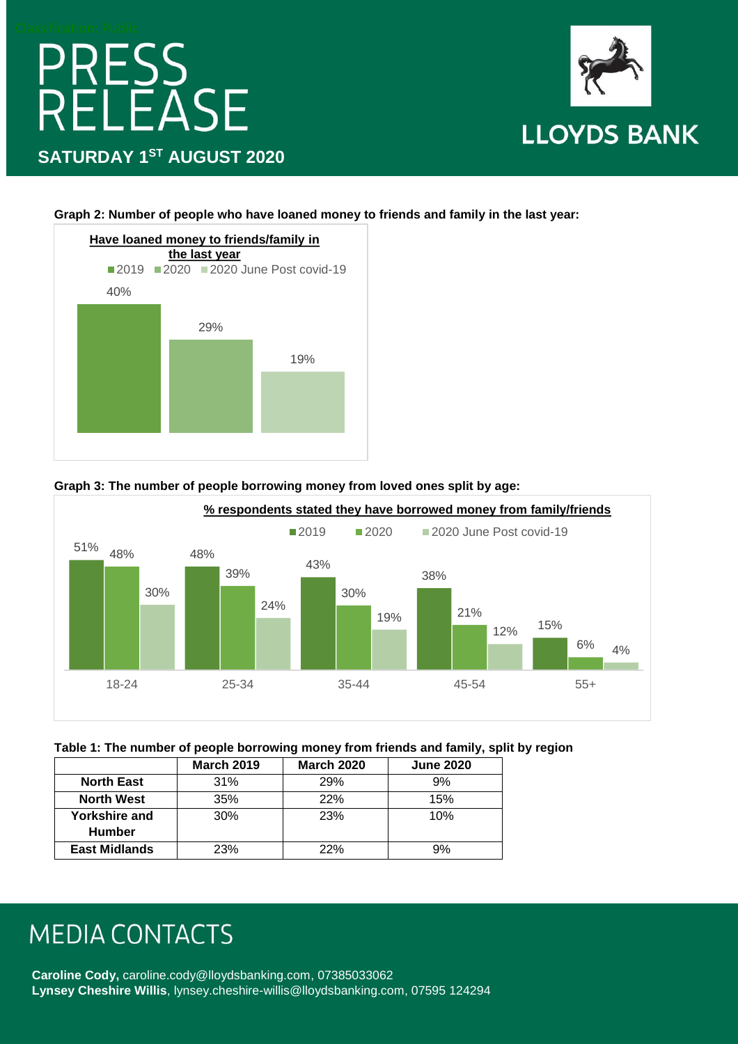**Graph 2: Number of people who have loaned money to friends and family in the last year:**

**Have loaned money to friends/family in the last year**

| | 2019 | 2020 | 2020 June Post covid-19 |
|---|---|---|---|
| Have loaned money to friends/family in the last year | 40% | 29% | 19% |

**Graph 3: The number of people borrowing money from loved ones split by age:**

**% respondents stated they have borrowed money from family/friends**

| Age | 2019 | 2020 | 2020 June Post covid-19 |
|---|---|---|---|
| 18-24 | 51% | 48% | 30% |
| 25-34 | 48% | 39% | 24% |
| 35-44 | 43% | 30% | 19% |
| 45-54 | 38% | 21% | 12% |
| 55+ | 15% | 6% | 4% |

**Table 1: The number of people borrowing money from friends and family, split by region**

| | March 2019 | March 2020 | June 2020 |
|---|---|---|---|
| **North East** | 31% | 29% | 9% |
| **North West** | 35% | 22% | 15% |
| **Yorkshire and Humber** | 30% | 23% | 10% |
| **East Midlands** | 23% | 22% | 9% |

# MEDIA CONTACTS

**Caroline Cody,** caroline.cody@lloydsbanking.com, 07385033062
**Lynsey Cheshire Willis**, lynsey.cheshire-willis@lloydsbanking.com, 07595 124294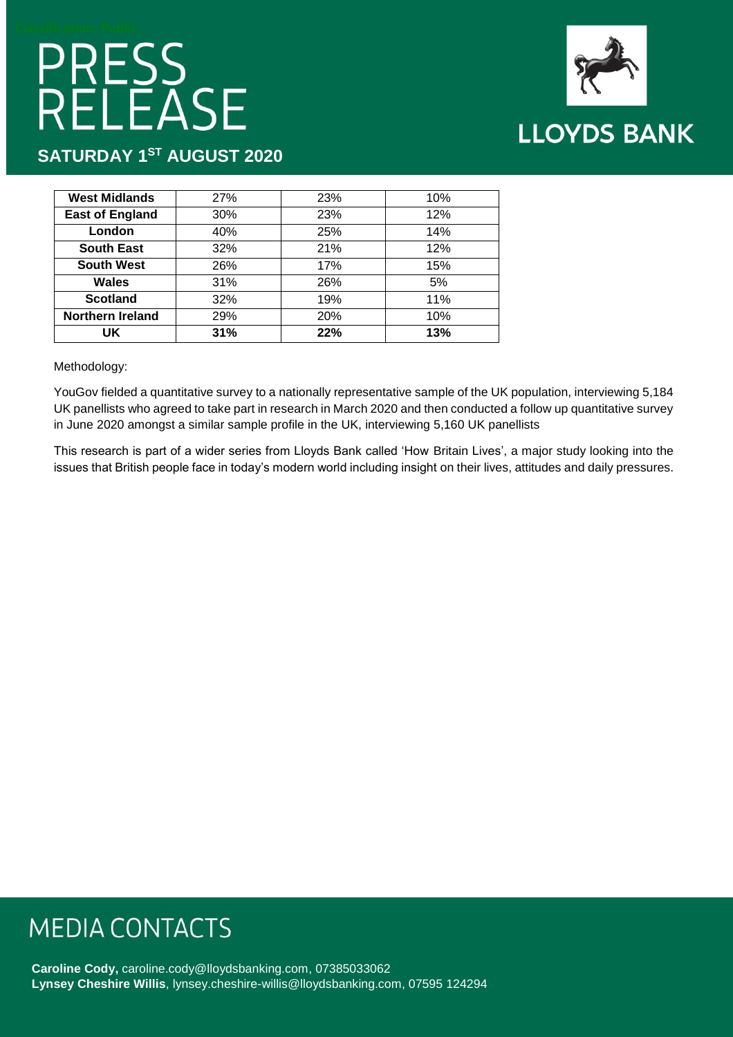# PRESS RELEASE

**SATURDAY 1ST AUGUST 2020**

| | | | |
|---|---|---|---|
| **West Midlands** | 27% | 23% | 10% |
| **East of England** | 30% | 23% | 12% |
| **London** | 40% | 25% | 14% |
| **South East** | 32% | 21% | 12% |
| **South West** | 26% | 17% | 15% |
| **Wales** | 31% | 26% | 5% |
| **Scotland** | 32% | 19% | 11% |
| **Northern Ireland** | 29% | 20% | 10% |
| **UK** | **31%** | **22%** | **13%** |

Methodology:

YouGov fielded a quantitative survey to a nationally representative sample of the UK population, interviewing 5,184 UK panellists who agreed to take part in research in March 2020 and then conducted a follow up quantitative survey in June 2020 amongst a similar sample profile in the UK, interviewing 5,160 UK panellists

This research is part of a wider series from Lloyds Bank called 'How Britain Lives', a major study looking into the issues that British people face in today's modern world including insight on their lives, attitudes and daily pressures.

## MEDIA CONTACTS

**Caroline Cody,** caroline.cody@lloydsbanking.com, 07385033062
**Lynsey Cheshire Willis**, lynsey.cheshire-willis@lloydsbanking.com, 07595 124294